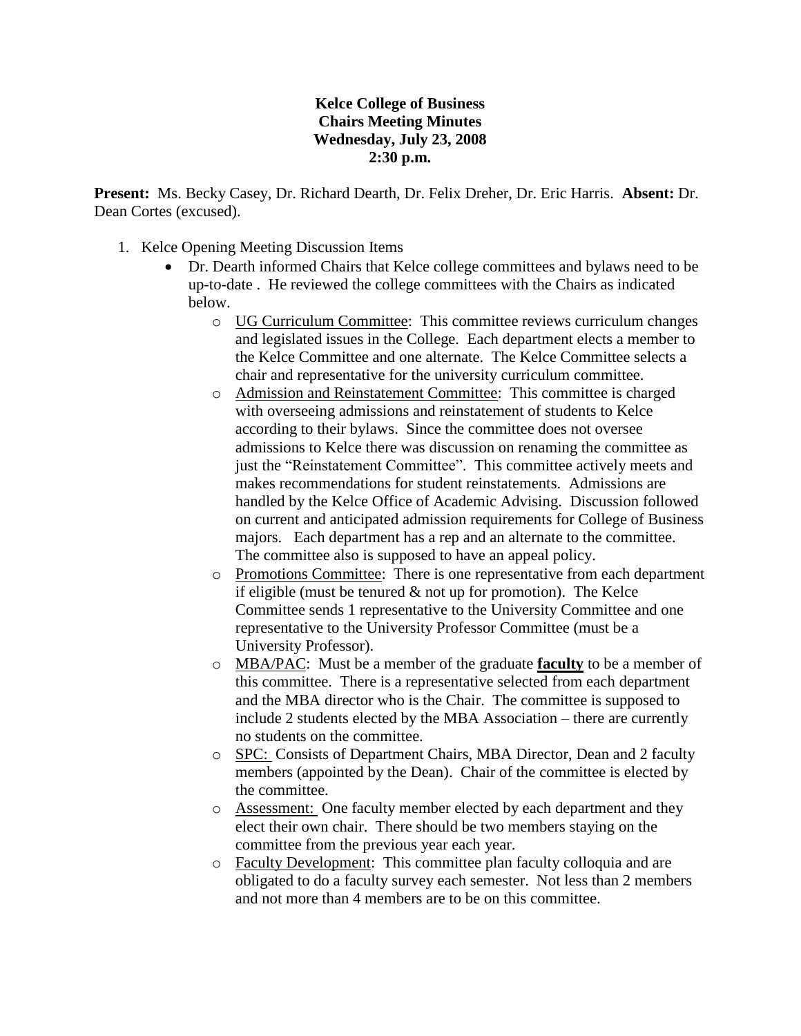**Kelce College of Business**
**Chairs Meeting Minutes**
**Wednesday, July 23, 2008**
**2:30 p.m.**

**Present:** Ms. Becky Casey, Dr. Richard Dearth, Dr. Felix Dreher, Dr. Eric Harris. **Absent:** Dr. Dean Cortes (excused).

1. Kelce Opening Meeting Discussion Items
   - Dr. Dearth informed Chairs that Kelce college committees and bylaws need to be up-to-date . He reviewed the college committees with the Chairs as indicated below.
     - <u>UG Curriculum Committee</u>: This committee reviews curriculum changes and legislated issues in the College. Each department elects a member to the Kelce Committee and one alternate. The Kelce Committee selects a chair and representative for the university curriculum committee.
     - <u>Admission and Reinstatement Committee</u>: This committee is charged with overseeing admissions and reinstatement of students to Kelce according to their bylaws. Since the committee does not oversee admissions to Kelce there was discussion on renaming the committee as just the "Reinstatement Committee". This committee actively meets and makes recommendations for student reinstatements. Admissions are handled by the Kelce Office of Academic Advising. Discussion followed on current and anticipated admission requirements for College of Business majors. Each department has a rep and an alternate to the committee. The committee also is supposed to have an appeal policy.
     - <u>Promotions Committee</u>: There is one representative from each department if eligible (must be tenured & not up for promotion). The Kelce Committee sends 1 representative to the University Committee and one representative to the University Professor Committee (must be a University Professor).
     - <u>MBA/PAC</u>: Must be a member of the graduate <u>**faculty**</u> to be a member of this committee. There is a representative selected from each department and the MBA director who is the Chair. The committee is supposed to include 2 students elected by the MBA Association – there are currently no students on the committee.
     - <u>SPC:</u> Consists of Department Chairs, MBA Director, Dean and 2 faculty members (appointed by the Dean). Chair of the committee is elected by the committee.
     - <u>Assessment:</u> One faculty member elected by each department and they elect their own chair. There should be two members staying on the committee from the previous year each year.
     - <u>Faculty Development</u>: This committee plan faculty colloquia and are obligated to do a faculty survey each semester. Not less than 2 members and not more than 4 members are to be on this committee.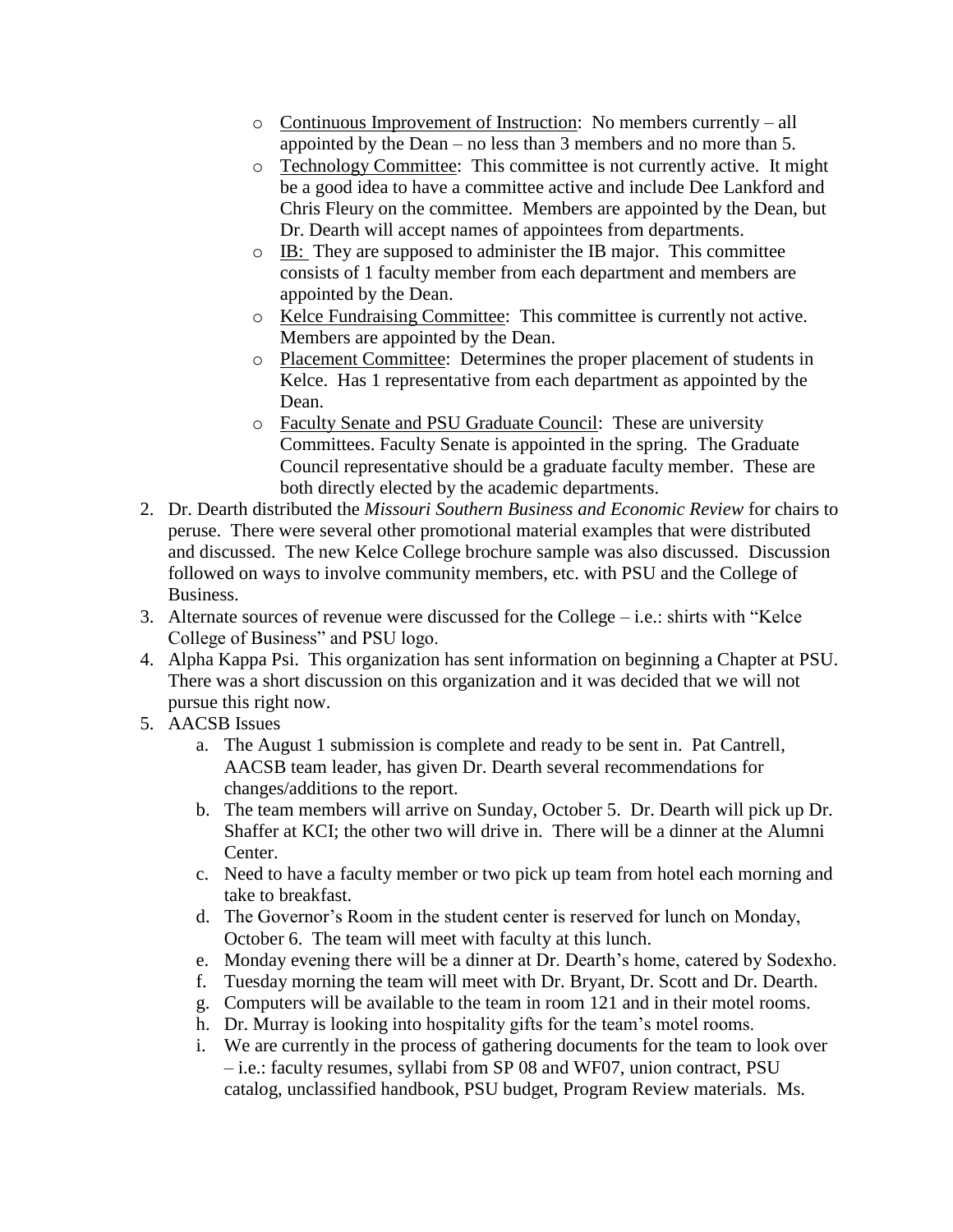- Continuous Improvement of Instruction: No members currently – all appointed by the Dean – no less than 3 members and no more than 5.
  - Technology Committee: This committee is not currently active. It might be a good idea to have a committee active and include Dee Lankford and Chris Fleury on the committee. Members are appointed by the Dean, but Dr. Dearth will accept names of appointees from departments.
  - IB: They are supposed to administer the IB major. This committee consists of 1 faculty member from each department and members are appointed by the Dean.
  - Kelce Fundraising Committee: This committee is currently not active. Members are appointed by the Dean.
  - Placement Committee: Determines the proper placement of students in Kelce. Has 1 representative from each department as appointed by the Dean.
  - Faculty Senate and PSU Graduate Council: These are university Committees. Faculty Senate is appointed in the spring. The Graduate Council representative should be a graduate faculty member. These are both directly elected by the academic departments.

2. Dr. Dearth distributed the *Missouri Southern Business and Economic Review* for chairs to peruse. There were several other promotional material examples that were distributed and discussed. The new Kelce College brochure sample was also discussed. Discussion followed on ways to involve community members, etc. with PSU and the College of Business.
3. Alternate sources of revenue were discussed for the College – i.e.: shirts with "Kelce College of Business" and PSU logo.
4. Alpha Kappa Psi. This organization has sent information on beginning a Chapter at PSU. There was a short discussion on this organization and it was decided that we will not pursue this right now.
5. AACSB Issues
   a. The August 1 submission is complete and ready to be sent in. Pat Cantrell, AACSB team leader, has given Dr. Dearth several recommendations for changes/additions to the report.
   b. The team members will arrive on Sunday, October 5. Dr. Dearth will pick up Dr. Shaffer at KCI; the other two will drive in. There will be a dinner at the Alumni Center.
   c. Need to have a faculty member or two pick up team from hotel each morning and take to breakfast.
   d. The Governor's Room in the student center is reserved for lunch on Monday, October 6. The team will meet with faculty at this lunch.
   e. Monday evening there will be a dinner at Dr. Dearth's home, catered by Sodexho.
   f. Tuesday morning the team will meet with Dr. Bryant, Dr. Scott and Dr. Dearth.
   g. Computers will be available to the team in room 121 and in their motel rooms.
   h. Dr. Murray is looking into hospitality gifts for the team's motel rooms.
   i. We are currently in the process of gathering documents for the team to look over – i.e.: faculty resumes, syllabi from SP 08 and WF07, union contract, PSU catalog, unclassified handbook, PSU budget, Program Review materials. Ms.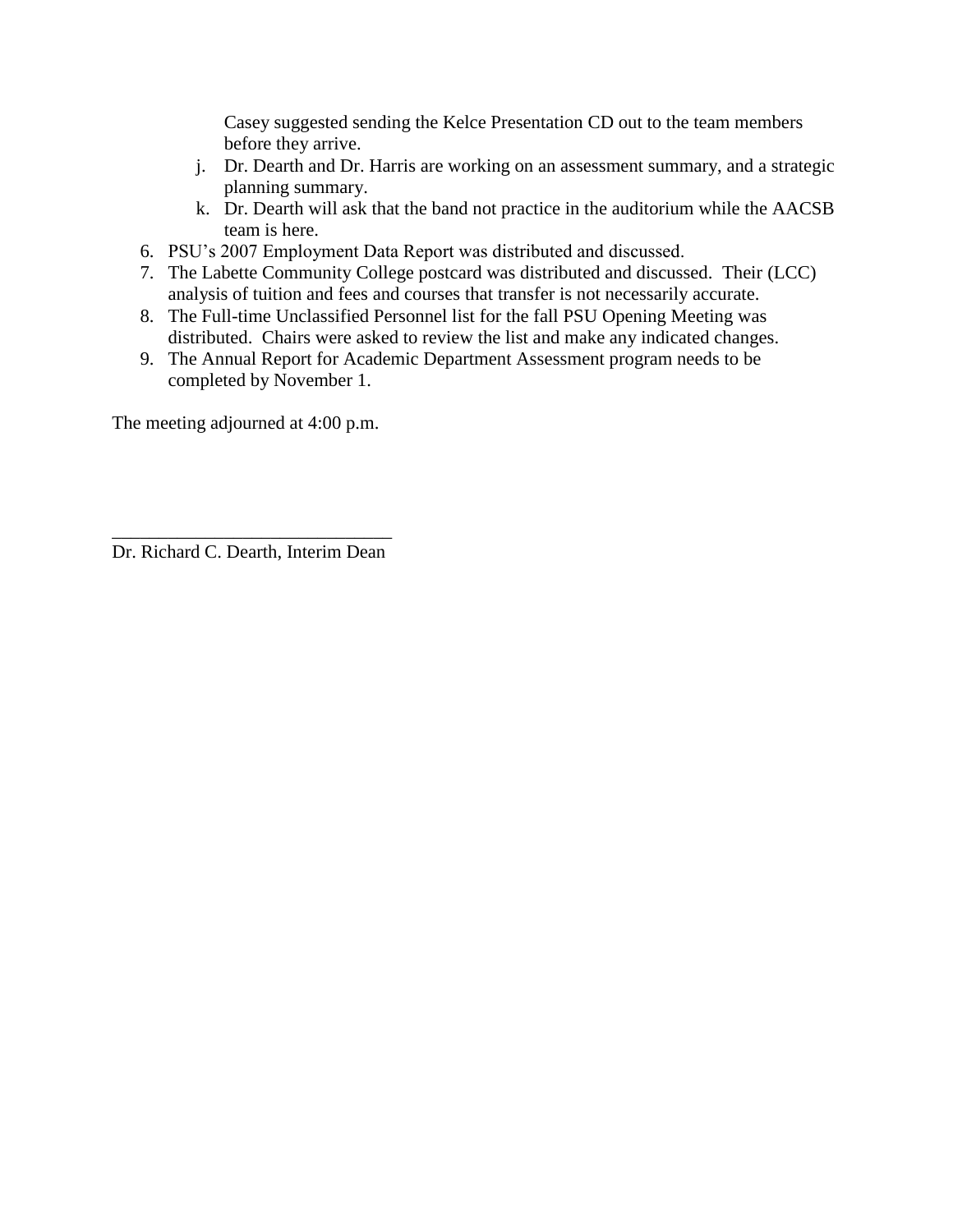Casey suggested sending the Kelce Presentation CD out to the team members before they arrive.

   j. Dr. Dearth and Dr. Harris are working on an assessment summary, and a strategic planning summary.
   k. Dr. Dearth will ask that the band not practice in the auditorium while the AACSB team is here.

6. PSU's 2007 Employment Data Report was distributed and discussed.
7. The Labette Community College postcard was distributed and discussed. Their (LCC) analysis of tuition and fees and courses that transfer is not necessarily accurate.
8. The Full-time Unclassified Personnel list for the fall PSU Opening Meeting was distributed. Chairs were asked to review the list and make any indicated changes.
9. The Annual Report for Academic Department Assessment program needs to be completed by November 1.

The meeting adjourned at 4:00 p.m.

______________________________
Dr. Richard C. Dearth, Interim Dean